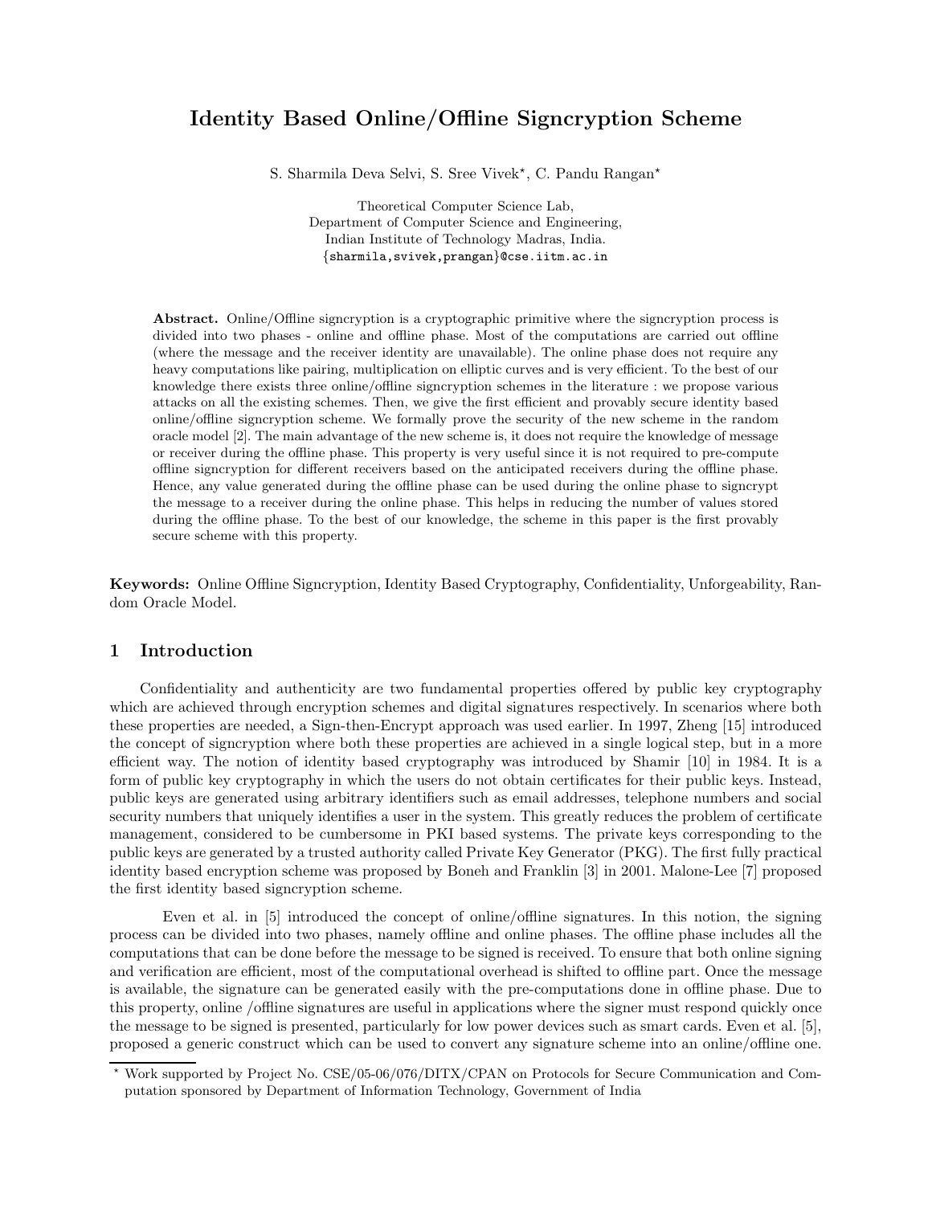# Identity Based Online/Offline Signcryption Scheme

S. Sharmila Deva Selvi, S. Sree Vivek*, C. Pandu Rangan*

Theoretical Computer Science Lab,
Department of Computer Science and Engineering,
Indian Institute of Technology Madras, India.
{sharmila,svivek,prangan}@cse.iitm.ac.in

**Abstract.** Online/Offline signcryption is a cryptographic primitive where the signcryption process is divided into two phases - online and offline phase. Most of the computations are carried out offline (where the message and the receiver identity are unavailable). The online phase does not require any heavy computations like pairing, multiplication on elliptic curves and is very efficient. To the best of our knowledge there exists three online/offline signcryption schemes in the literature : we propose various attacks on all the existing schemes. Then, we give the first efficient and provably secure identity based online/offline signcryption scheme. We formally prove the security of the new scheme in the random oracle model [2]. The main advantage of the new scheme is, it does not require the knowledge of message or receiver during the offline phase. This property is very useful since it is not required to pre-compute offline signcryption for different receivers based on the anticipated receivers during the offline phase. Hence, any value generated during the offline phase can be used during the online phase to signcrypt the message to a receiver during the online phase. This helps in reducing the number of values stored during the offline phase. To the best of our knowledge, the scheme in this paper is the first provably secure scheme with this property.

**Keywords:** Online Offline Signcryption, Identity Based Cryptography, Confidentiality, Unforgeability, Random Oracle Model.

## 1 Introduction

Confidentiality and authenticity are two fundamental properties offered by public key cryptography which are achieved through encryption schemes and digital signatures respectively. In scenarios where both these properties are needed, a Sign-then-Encrypt approach was used earlier. In 1997, Zheng [15] introduced the concept of signcryption where both these properties are achieved in a single logical step, but in a more efficient way. The notion of identity based cryptography was introduced by Shamir [10] in 1984. It is a form of public key cryptography in which the users do not obtain certificates for their public keys. Instead, public keys are generated using arbitrary identifiers such as email addresses, telephone numbers and social security numbers that uniquely identifies a user in the system. This greatly reduces the problem of certificate management, considered to be cumbersome in PKI based systems. The private keys corresponding to the public keys are generated by a trusted authority called Private Key Generator (PKG). The first fully practical identity based encryption scheme was proposed by Boneh and Franklin [3] in 2001. Malone-Lee [7] proposed the first identity based signcryption scheme.

Even et al. in [5] introduced the concept of online/offline signatures. In this notion, the signing process can be divided into two phases, namely offline and online phases. The offline phase includes all the computations that can be done before the message to be signed is received. To ensure that both online signing and verification are efficient, most of the computational overhead is shifted to offline part. Once the message is available, the signature can be generated easily with the pre-computations done in offline phase. Due to this property, online /offline signatures are useful in applications where the signer must respond quickly once the message to be signed is presented, particularly for low power devices such as smart cards. Even et al. [5], proposed a generic construct which can be used to convert any signature scheme into an online/offline one.

* Work supported by Project No. CSE/05-06/076/DITX/CPAN on Protocols for Secure Communication and Computation sponsored by Department of Information Technology, Government of India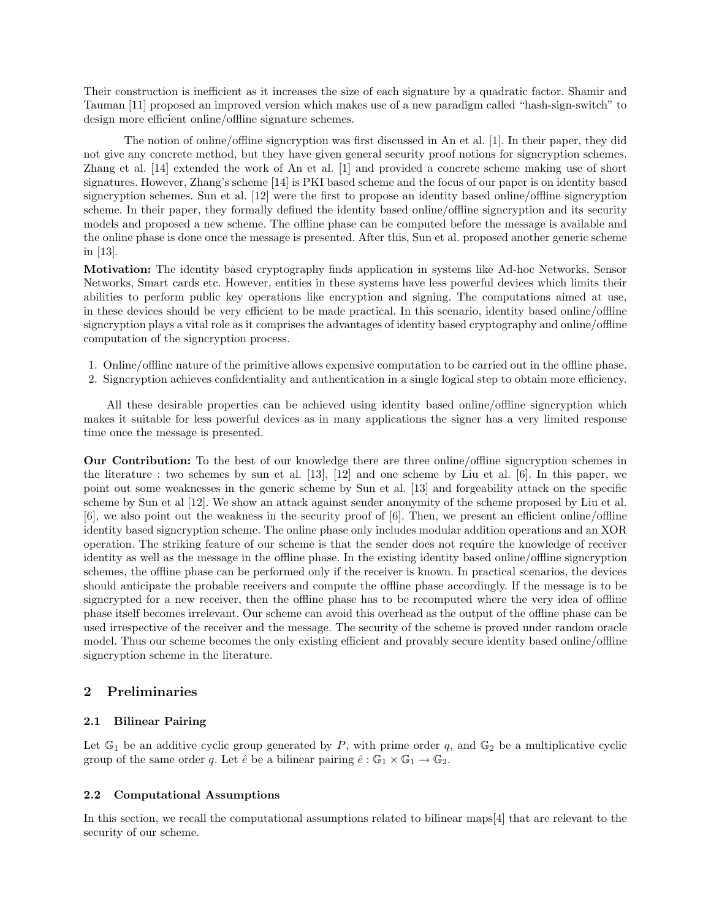Their construction is inefficient as it increases the size of each signature by a quadratic factor. Shamir and Tauman [11] proposed an improved version which makes use of a new paradigm called "hash-sign-switch" to design more efficient online/offline signature schemes.

The notion of online/offline signcryption was first discussed in An et al. [1]. In their paper, they did not give any concrete method, but they have given general security proof notions for signcryption schemes. Zhang et al. [14] extended the work of An et al. [1] and provided a concrete scheme making use of short signatures. However, Zhang's scheme [14] is PKI based scheme and the focus of our paper is on identity based signcryption schemes. Sun et al. [12] were the first to propose an identity based online/offline signcryption scheme. In their paper, they formally defined the identity based online/offline signcryption and its security models and proposed a new scheme. The offline phase can be computed before the message is available and the online phase is done once the message is presented. After this, Sun et al. proposed another generic scheme in [13].

**Motivation:** The identity based cryptography finds application in systems like Ad-hoc Networks, Sensor Networks, Smart cards etc. However, entities in these systems have less powerful devices which limits their abilities to perform public key operations like encryption and signing. The computations aimed at use, in these devices should be very efficient to be made practical. In this scenario, identity based online/offline signcryption plays a vital role as it comprises the advantages of identity based cryptography and online/offline computation of the signcryption process.

1. Online/offline nature of the primitive allows expensive computation to be carried out in the offline phase.
2. Signcryption achieves confidentiality and authentication in a single logical step to obtain more efficiency.

All these desirable properties can be achieved using identity based online/offline signcryption which makes it suitable for less powerful devices as in many applications the signer has a very limited response time once the message is presented.

**Our Contribution:** To the best of our knowledge there are three online/offline signcryption schemes in the literature : two schemes by sun et al. [13], [12] and one scheme by Liu et al. [6]. In this paper, we point out some weaknesses in the generic scheme by Sun et al. [13] and forgeability attack on the specific scheme by Sun et al [12]. We show an attack against sender anonymity of the scheme proposed by Liu et al. [6], we also point out the weakness in the security proof of [6]. Then, we present an efficient online/offline identity based signcryption scheme. The online phase only includes modular addition operations and an XOR operation. The striking feature of our scheme is that the sender does not require the knowledge of receiver identity as well as the message in the offline phase. In the existing identity based online/offline signcryption schemes, the offline phase can be performed only if the receiver is known. In practical scenarios, the devices should anticipate the probable receivers and compute the offline phase accordingly. If the message is to be signcrypted for a new receiver, then the offline phase has to be recomputed where the very idea of offline phase itself becomes irrelevant. Our scheme can avoid this overhead as the output of the offline phase can be used irrespective of the receiver and the message. The security of the scheme is proved under random oracle model. Thus our scheme becomes the only existing efficient and provably secure identity based online/offline signcryption scheme in the literature.

## 2 Preliminaries

### 2.1 Bilinear Pairing

Let $\mathbb{G}_1$ be an additive cyclic group generated by $P$, with prime order $q$, and $\mathbb{G}_2$ be a multiplicative cyclic group of the same order $q$. Let $\hat{e}$ be a bilinear pairing $\hat{e} : \mathbb{G}_1 \times \mathbb{G}_1 \rightarrow \mathbb{G}_2$.

### 2.2 Computational Assumptions

In this section, we recall the computational assumptions related to bilinear maps[4] that are relevant to the security of our scheme.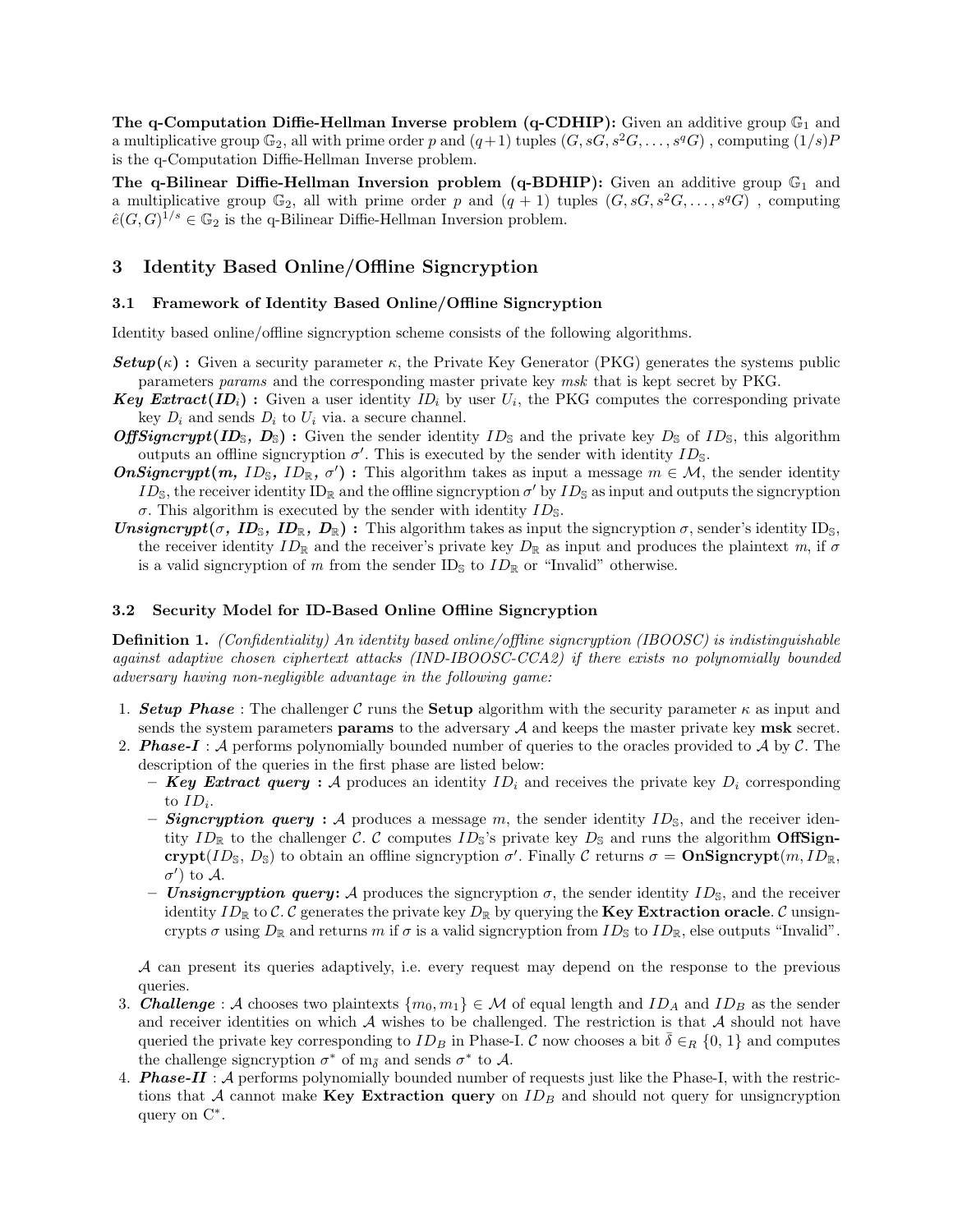**The q-Computation Diffie-Hellman Inverse problem (q-CDHIP):** Given an additive group $\mathbb{G}_1$ and a multiplicative group $\mathbb{G}_2$, all with prime order $p$ and $(q+1)$ tuples $(G, sG, s^2G, \ldots, s^qG)$ , computing $(1/s)P$ is the q-Computation Diffie-Hellman Inverse problem.

**The q-Bilinear Diffie-Hellman Inversion problem (q-BDHIP):** Given an additive group $\mathbb{G}_1$ and a multiplicative group $\mathbb{G}_2$, all with prime order $p$ and $(q+1)$ tuples $(G, sG, s^2G, \ldots, s^qG)$ , computing $\hat{e}(G, G)^{1/s} \in \mathbb{G}_2$ is the q-Bilinear Diffie-Hellman Inversion problem.

## 3 Identity Based Online/Offline Signcryption

### 3.1 Framework of Identity Based Online/Offline Signcryption

Identity based online/offline signcryption scheme consists of the following algorithms.

***Setup***$(\kappa)$ **:** Given a security parameter $\kappa$, the Private Key Generator (PKG) generates the systems public parameters *params* and the corresponding master private key *msk* that is kept secret by PKG.

***Key Extract***$(ID_i)$ **:** Given a user identity $ID_i$ by user $U_i$, the PKG computes the corresponding private key $D_i$ and sends $D_i$ to $U_i$ via. a secure channel.

***OffSigncrypt***$(ID_{\mathbb{S}}, D_{\mathbb{S}})$ **:** Given the sender identity $ID_{\mathbb{S}}$ and the private key $D_{\mathbb{S}}$ of $ID_{\mathbb{S}}$, this algorithm outputs an offline signcryption $\sigma'$. This is executed by the sender with identity $ID_{\mathbb{S}}$.

***OnSigncrypt***$(m, ID_{\mathbb{S}}, ID_{\mathbb{R}}, \sigma')$ **:** This algorithm takes as input a message $m \in \mathcal{M}$, the sender identity $ID_{\mathbb{S}}$, the receiver identity $\mathrm{ID}_{\mathbb{R}}$ and the offline signcryption $\sigma'$ by $ID_{\mathbb{S}}$ as input and outputs the signcryption $\sigma$. This algorithm is executed by the sender with identity $ID_{\mathbb{S}}$.

***Unsigncrypt***$(\sigma, ID_{\mathbb{S}}, ID_{\mathbb{R}}, D_{\mathbb{R}})$ **:** This algorithm takes as input the signcryption $\sigma$, sender's identity $\mathrm{ID}_{\mathbb{S}}$, the receiver identity $ID_{\mathbb{R}}$ and the receiver's private key $D_{\mathbb{R}}$ as input and produces the plaintext $m$, if $\sigma$ is a valid signcryption of $m$ from the sender $\mathrm{ID}_{\mathbb{S}}$ to $ID_{\mathbb{R}}$ or "Invalid" otherwise.

### 3.2 Security Model for ID-Based Online Offline Signcryption

**Definition 1.** *(Confidentiality) An identity based online/offline signcryption (IBOOSC) is indistinguishable against adaptive chosen ciphertext attacks (IND-IBOOSC-CCA2) if there exists no polynomially bounded adversary having non-negligible advantage in the following game:*

1. ***Setup Phase*** : The challenger $\mathcal{C}$ runs the **Setup** algorithm with the security parameter $\kappa$ as input and sends the system parameters **params** to the adversary $\mathcal{A}$ and keeps the master private key **msk** secret.
2. ***Phase-I*** : $\mathcal{A}$ performs polynomially bounded number of queries to the oracles provided to $\mathcal{A}$ by $\mathcal{C}$. The description of the queries in the first phase are listed below:
   - ***Key Extract query*** **:** $\mathcal{A}$ produces an identity $ID_i$ and receives the private key $D_i$ corresponding to $ID_i$.
   - ***Signcryption query*** **:** $\mathcal{A}$ produces a message $m$, the sender identity $ID_{\mathbb{S}}$, and the receiver identity $ID_{\mathbb{R}}$ to the challenger $\mathcal{C}$. $\mathcal{C}$ computes $ID_{\mathbb{S}}$'s private key $D_{\mathbb{S}}$ and runs the algorithm **OffSigncrypt**$(ID_{\mathbb{S}}, D_{\mathbb{S}})$ to obtain an offline signcryption $\sigma'$. Finally $\mathcal{C}$ returns $\sigma =$ **OnSigncrypt**$(m, ID_{\mathbb{R}}, \sigma')$ to $\mathcal{A}$.
   - ***Unsigncryption query*:** $\mathcal{A}$ produces the signcryption $\sigma$, the sender identity $ID_{\mathbb{S}}$, and the receiver identity $ID_{\mathbb{R}}$ to $\mathcal{C}$. $\mathcal{C}$ generates the private key $D_{\mathbb{R}}$ by querying the **Key Extraction oracle**. $\mathcal{C}$ unsigncrypts $\sigma$ using $D_{\mathbb{R}}$ and returns $m$ if $\sigma$ is a valid signcryption from $ID_{\mathbb{S}}$ to $ID_{\mathbb{R}}$, else outputs "Invalid".

   $\mathcal{A}$ can present its queries adaptively, i.e. every request may depend on the response to the previous queries.
3. ***Challenge*** : $\mathcal{A}$ chooses two plaintexts $\{m_0, m_1\} \in \mathcal{M}$ of equal length and $ID_A$ and $ID_B$ as the sender and receiver identities on which $\mathcal{A}$ wishes to be challenged. The restriction is that $\mathcal{A}$ should not have queried the private key corresponding to $ID_B$ in Phase-I. $\mathcal{C}$ now chooses a bit $\bar{\delta} \in_R \{0, 1\}$ and computes the challenge signcryption $\sigma^*$ of $m_{\bar{\delta}}$ and sends $\sigma^*$ to $\mathcal{A}$.
4. ***Phase-II*** : $\mathcal{A}$ performs polynomially bounded number of requests just like the Phase-I, with the restrictions that $\mathcal{A}$ cannot make **Key Extraction query** on $ID_B$ and should not query for unsigncryption query on $\mathrm{C}^*$.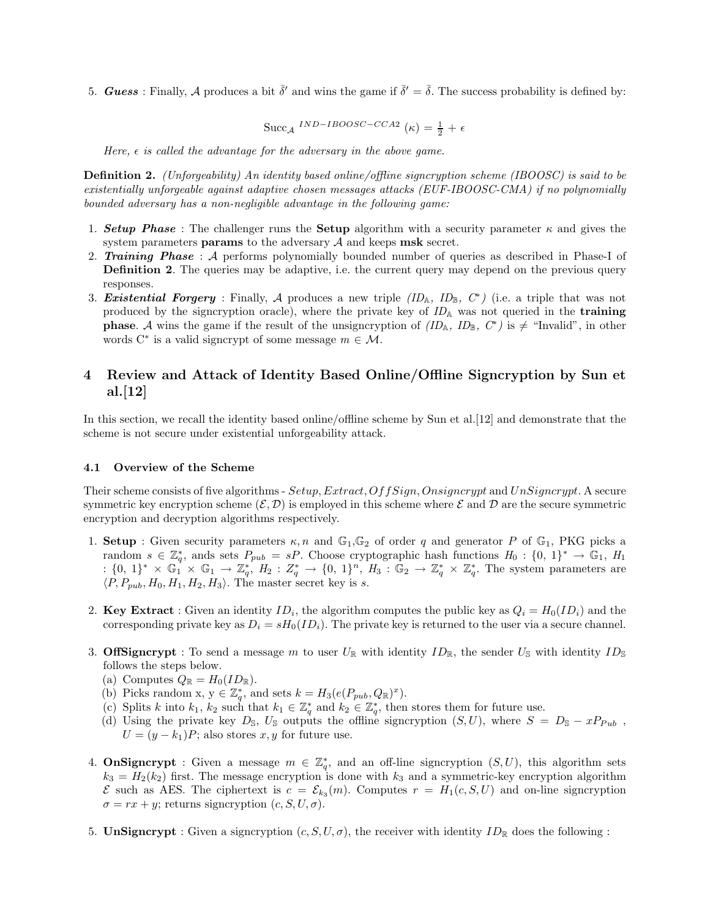5. ***Guess*** : Finally, $\mathcal{A}$ produces a bit $\bar{\delta}'$ and wins the game if $\bar{\delta}' = \bar{\delta}$. The success probability is defined by:

$$\text{Succ}_{\mathcal{A}}\ ^{IND-IBOOSC-CCA2}\ (\kappa) = \tfrac{1}{2} + \epsilon$$

*Here, $\epsilon$ is called the advantage for the adversary in the above game.*

**Definition 2.** *(Unforgeability) An identity based online/offline signcryption scheme (IBOOSC) is said to be existentially unforgeable against adaptive chosen messages attacks (EUF-IBOOSC-CMA) if no polynomially bounded adversary has a non-negligible advantage in the following game:*

1. ***Setup Phase*** : The challenger runs the **Setup** algorithm with a security parameter $\kappa$ and gives the system parameters **params** to the adversary $\mathcal{A}$ and keeps **msk** secret.
2. ***Training Phase*** : $\mathcal{A}$ performs polynomially bounded number of queries as described in Phase-I of **Definition 2**. The queries may be adaptive, i.e. the current query may depend on the previous query responses.
3. ***Existential Forgery*** : Finally, $\mathcal{A}$ produces a new triple *($ID_{\mathbb{A}}$, $ID_{\mathbb{B}}$, $C^*$)* (i.e. a triple that was not produced by the signcryption oracle), where the private key of $ID_{\mathbb{A}}$ was not queried in the **training phase**. $\mathcal{A}$ wins the game if the result of the unsigncryption of *($ID_{\mathbb{A}}$, $ID_{\mathbb{B}}$, $C^*$)* is $\neq$ "Invalid", in other words $C^*$ is a valid signcrypt of some message $m \in \mathcal{M}$.

## 4 Review and Attack of Identity Based Online/Offline Signcryption by Sun et al.[12]

In this section, we recall the identity based online/offline scheme by Sun et al.[12] and demonstrate that the scheme is not secure under existential unforgeability attack.

### 4.1 Overview of the Scheme

Their scheme consists of five algorithms - $Setup, Extract, OffSign, Onsigncrypt$ and $UnSigncrypt$. A secure symmetric key encryption scheme $(\mathcal{E}, \mathcal{D})$ is employed in this scheme where $\mathcal{E}$ and $\mathcal{D}$ are the secure symmetric encryption and decryption algorithms respectively.

1. **Setup** : Given security parameters $\kappa, n$ and $\mathbb{G}_1$,$\mathbb{G}_2$ of order $q$ and generator $P$ of $\mathbb{G}_1$, PKG picks a random $s \in \mathbb{Z}_q^*$, ands sets $P_{pub} = sP$. Choose cryptographic hash functions $H_0 : \{0, 1\}^* \rightarrow \mathbb{G}_1$, $H_1 : \{0, 1\}^* \times \mathbb{G}_1 \times \mathbb{G}_1 \rightarrow \mathbb{Z}_q^*$, $H_2 : Z_q^* \rightarrow \{0, 1\}^n$, $H_3 : \mathbb{G}_2 \rightarrow \mathbb{Z}_q^* \times \mathbb{Z}_q^*$. The system parameters are $\langle P, P_{pub}, H_0, H_1, H_2, H_3\rangle$. The master secret key is $s$.

2. **Key Extract** : Given an identity $ID_i$, the algorithm computes the public key as $Q_i = H_0(ID_i)$ and the corresponding private key as $D_i = sH_0(ID_i)$. The private key is returned to the user via a secure channel.

3. **OffSigncrypt** : To send a message $m$ to user $U_{\mathbb{R}}$ with identity $ID_{\mathbb{R}}$, the sender $U_{\mathbb{S}}$ with identity $ID_{\mathbb{S}}$ follows the steps below.
   (a) Computes $Q_{\mathbb{R}} = H_0(ID_{\mathbb{R}})$.
   (b) Picks random x, y $\in \mathbb{Z}_q^*$, and sets $k = H_3(e(P_{pub}, Q_{\mathbb{R}})^x)$.
   (c) Splits $k$ into $k_1$, $k_2$ such that $k_1 \in \mathbb{Z}_q^*$ and $k_2 \in \mathbb{Z}_q^*$, then stores them for future use.
   (d) Using the private key $D_{\mathbb{S}}$, $U_{\mathbb{S}}$ outputs the offline signcryption $(S, U)$, where $S = D_{\mathbb{S}} - xP_{Pub}$ , $U = (y - k_1)P$; also stores $x, y$ for future use.

4. **OnSigncrypt** : Given a message $m \in \mathbb{Z}_q^*$, and an off-line signcryption $(S, U)$, this algorithm sets $k_3 = H_2(k_2)$ first. The message encryption is done with $k_3$ and a symmetric-key encryption algorithm $\mathcal{E}$ such as AES. The ciphertext is $c = \mathcal{E}_{k_3}(m)$. Computes $r = H_1(c, S, U)$ and on-line signcryption $\sigma = rx + y$; returns signcryption $(c, S, U, \sigma)$.

5. **UnSigncrypt** : Given a signcryption $(c, S, U, \sigma)$, the receiver with identity $ID_{\mathbb{R}}$ does the following :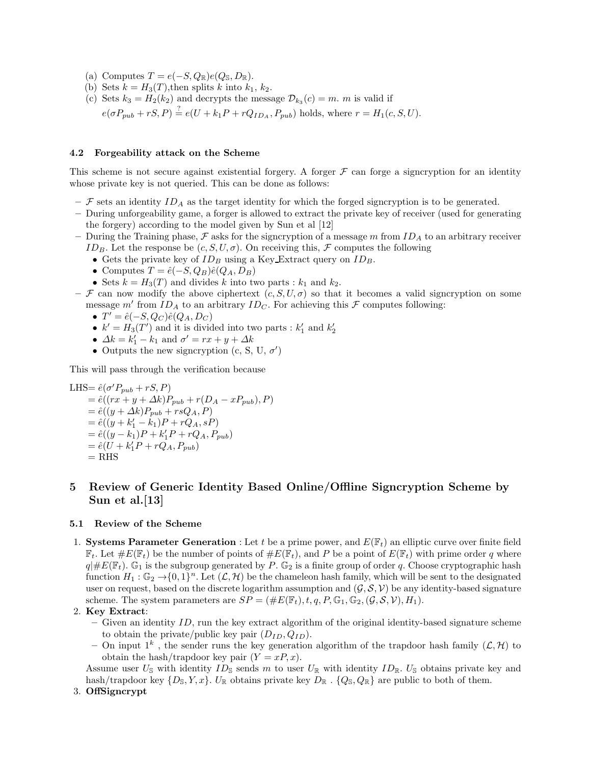(a) Computes $T = e(-S, Q_{\mathbb{R}})e(Q_{\mathbb{S}}, D_{\mathbb{R}})$.
(b) Sets $k = H_3(T)$,then splits $k$ into $k_1$, $k_2$.
(c) Sets $k_3 = H_2(k_2)$ and decrypts the message $\mathcal{D}_{k_3}(c) = m$. $m$ is valid if $e(\sigma P_{pub} + rS, P) \stackrel{?}{=} e(U + k_1 P + rQ_{ID_A}, P_{pub})$ holds, where $r = H_1(c, S, U)$.

### 4.2 Forgeability attack on the Scheme

This scheme is not secure against existential forgery. A forger $\mathcal{F}$ can forge a signcryption for an identity whose private key is not queried. This can be done as follows:

- $\mathcal{F}$ sets an identity $ID_A$ as the target identity for which the forged signcryption is to be generated.
- During unforgeability game, a forger is allowed to extract the private key of receiver (used for generating the forgery) according to the model given by Sun et al [12]
- During the Training phase, $\mathcal{F}$ asks for the signcryption of a message $m$ from $ID_A$ to an arbitrary receiver $ID_B$. Let the response be $(c, S, U, \sigma)$. On receiving this, $\mathcal{F}$ computes the following
  - Gets the private key of $ID_B$ using a Key_Extract query on $ID_B$.
  - Computes $T = \hat{e}(-S, Q_B)\hat{e}(Q_A, D_B)$
  - Sets $k = H_3(T)$ and divides $k$ into two parts : $k_1$ and $k_2$.
- $\mathcal{F}$ can now modify the above ciphertext $(c, S, U, \sigma)$ so that it becomes a valid signcryption on some message $m'$ from $ID_A$ to an arbitrary $ID_C$. For achieving this $\mathcal{F}$ computes following:
  - $T' = \hat{e}(-S, Q_C)\hat{e}(Q_A, D_C)$
  - $k' = H_3(T')$ and it is divided into two parts : $k'_1$ and $k'_2$
  - $\Delta k = k'_1 - k_1$ and $\sigma' = rx + y + \Delta k$
  - Outputs the new signcryption (c, S, U, $\sigma'$)

This will pass through the verification because

$$
\begin{aligned}
\text{LHS} &= \hat{e}(\sigma' P_{pub} + rS, P) \\
&= \hat{e}((rx + y + \Delta k)P_{pub} + r(D_A - xP_{pub}), P) \\
&= \hat{e}((y + \Delta k)P_{pub} + rsQ_A, P) \\
&= \hat{e}((y + k'_1 - k_1)P + rQ_A, sP) \\
&= \hat{e}((y - k_1)P + k'_1 P + rQ_A, P_{pub}) \\
&= \hat{e}(U + k'_1 P + rQ_A, P_{pub}) \\
&= \text{RHS}
\end{aligned}
$$

## 5 Review of Generic Identity Based Online/Offline Signcryption Scheme by Sun et al.[13]

### 5.1 Review of the Scheme

1. **Systems Parameter Generation** : Let $t$ be a prime power, and $E(\mathbb{F}_t)$ an elliptic curve over finite field $\mathbb{F}_t$. Let $\#E(\mathbb{F}_t)$ be the number of points of $\#E(\mathbb{F}_t)$, and $P$ be a point of $E(\mathbb{F}_t)$ with prime order $q$ where $q|\#E(\mathbb{F}_t)$. $\mathbb{G}_1$ is the subgroup generated by $P$. $\mathbb{G}_2$ is a finite group of order $q$. Choose cryptographic hash function $H_1 : \mathbb{G}_2 \rightarrow \{0,1\}^n$. Let $(\mathcal{L}, \mathcal{H})$ be the chameleon hash family, which will be sent to the designated user on request, based on the discrete logarithm assumption and $(\mathcal{G}, \mathcal{S}, \mathcal{V})$ be any identity-based signature scheme. The system parameters are $SP = (\#E(\mathbb{F}_t), t, q, P, \mathbb{G}_1, \mathbb{G}_2, (\mathcal{G}, \mathcal{S}, \mathcal{V}), H_1)$.
2. **Key Extract**:
   - Given an identity $ID$, run the key extract algorithm of the original identity-based signature scheme to obtain the private/public key pair $(D_{ID}, Q_{ID})$.
   - On input $1^k$ , the sender runs the key generation algorithm of the trapdoor hash family $(\mathcal{L}, \mathcal{H})$ to obtain the hash/trapdoor key pair $(Y = xP, x)$.

   Assume user $U_{\mathbb{S}}$ with identity $ID_{\mathbb{S}}$ sends $m$ to user $U_{\mathbb{R}}$ with identity $ID_{\mathbb{R}}$. $U_{\mathbb{S}}$ obtains private key and hash/trapdoor key $\{D_{\mathbb{S}}, Y, x\}$. $U_{\mathbb{R}}$ obtains private key $D_{\mathbb{R}}$ . $\{Q_{\mathbb{S}}, Q_{\mathbb{R}}\}$ are public to both of them.
3. **OffSigncrypt**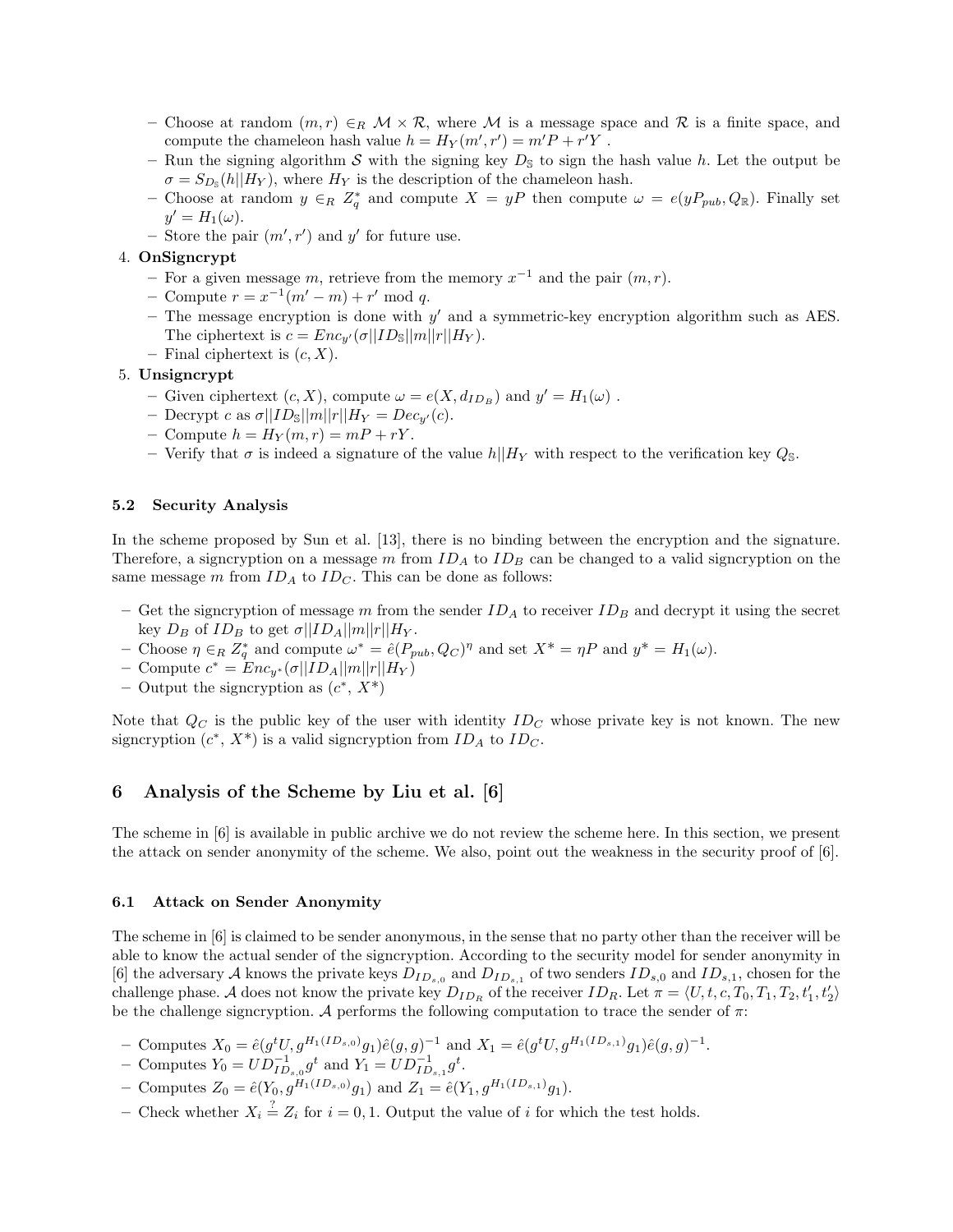- Choose at random $(m, r) \in_R \mathcal{M} \times \mathcal{R}$, where $\mathcal{M}$ is a message space and $\mathcal{R}$ is a finite space, and compute the chameleon hash value $h = H_Y(m', r') = m'P + r'Y$ .
  - Run the signing algorithm $\mathcal{S}$ with the signing key $D_{\mathbb{S}}$ to sign the hash value $h$. Let the output be $\sigma = S_{D_{\mathbb{S}}}(h||H_Y)$, where $H_Y$ is the description of the chameleon hash.
  - Choose at random $y \in_R Z_q^*$ and compute $X = yP$ then compute $\omega = e(yP_{pub}, Q_{\mathbb{R}})$. Finally set $y' = H_1(\omega)$.
  - Store the pair $(m', r')$ and $y'$ for future use.

4. **OnSigncrypt**
  - For a given message $m$, retrieve from the memory $x^{-1}$ and the pair $(m, r)$.
  - Compute $r = x^{-1}(m' - m) + r' \bmod q$.
  - The message encryption is done with $y'$ and a symmetric-key encryption algorithm such as AES. The ciphertext is $c = Enc_{y'}(\sigma||ID_{\mathbb{S}}||m||r||H_Y)$.
  - Final ciphertext is $(c, X)$.

5. **Unsigncrypt**
  - Given ciphertext $(c, X)$, compute $\omega = e(X, d_{ID_B})$ and $y' = H_1(\omega)$ .
  - Decrypt $c$ as $\sigma||ID_{\mathbb{S}}||m||r||H_Y = Dec_{y'}(c)$.
  - Compute $h = H_Y(m, r) = mP + rY$.
  - Verify that $\sigma$ is indeed a signature of the value $h||H_Y$ with respect to the verification key $Q_{\mathbb{S}}$.

### 5.2 Security Analysis

In the scheme proposed by Sun et al. [13], there is no binding between the encryption and the signature. Therefore, a signcryption on a message $m$ from $ID_A$ to $ID_B$ can be changed to a valid signcryption on the same message $m$ from $ID_A$ to $ID_C$. This can be done as follows:

- Get the signcryption of message $m$ from the sender $ID_A$ to receiver $ID_B$ and decrypt it using the secret key $D_B$ of $ID_B$ to get $\sigma||ID_A||m||r||H_Y$.
- Choose $\eta \in_R Z_q^*$ and compute $\omega^* = \hat{e}(P_{pub}, Q_C)^\eta$ and set $X^* = \eta P$ and $y^* = H_1(\omega)$.
- Compute $c^* = Enc_{y^*}(\sigma||ID_A||m||r||H_Y)$
- Output the signcryption as $(c^*, X^*)$

Note that $Q_C$ is the public key of the user with identity $ID_C$ whose private key is not known. The new signcryption $(c^*, X^*)$ is a valid signcryption from $ID_A$ to $ID_C$.

## 6 Analysis of the Scheme by Liu et al. [6]

The scheme in [6] is available in public archive we do not review the scheme here. In this section, we present the attack on sender anonymity of the scheme. We also, point out the weakness in the security proof of [6].

### 6.1 Attack on Sender Anonymity

The scheme in [6] is claimed to be sender anonymous, in the sense that no party other than the receiver will be able to know the actual sender of the signcryption. According to the security model for sender anonymity in [6] the adversary $\mathcal{A}$ knows the private keys $D_{ID_{s,0}}$ and $D_{ID_{s,1}}$ of two senders $ID_{s,0}$ and $ID_{s,1}$, chosen for the challenge phase. $\mathcal{A}$ does not know the private key $D_{ID_R}$ of the receiver $ID_R$. Let $\pi = \langle U, t, c, T_0, T_1, T_2, t'_1, t'_2 \rangle$ be the challenge signcryption. $\mathcal{A}$ performs the following computation to trace the sender of $\pi$:

- Computes $X_0 = \hat{e}(g^t U, g^{H_1(ID_{s,0})} g_1)\hat{e}(g, g)^{-1}$ and $X_1 = \hat{e}(g^t U, g^{H_1(ID_{s,1})} g_1)\hat{e}(g, g)^{-1}$.
- Computes $Y_0 = U D_{ID_{s,0}}^{-1} g^t$ and $Y_1 = U D_{ID_{s,1}}^{-1} g^t$.
- Computes $Z_0 = \hat{e}(Y_0, g^{H_1(ID_{s,0})} g_1)$ and $Z_1 = \hat{e}(Y_1, g^{H_1(ID_{s,1})} g_1)$.
- Check whether $X_i \stackrel{?}{=} Z_i$ for $i = 0, 1$. Output the value of $i$ for which the test holds.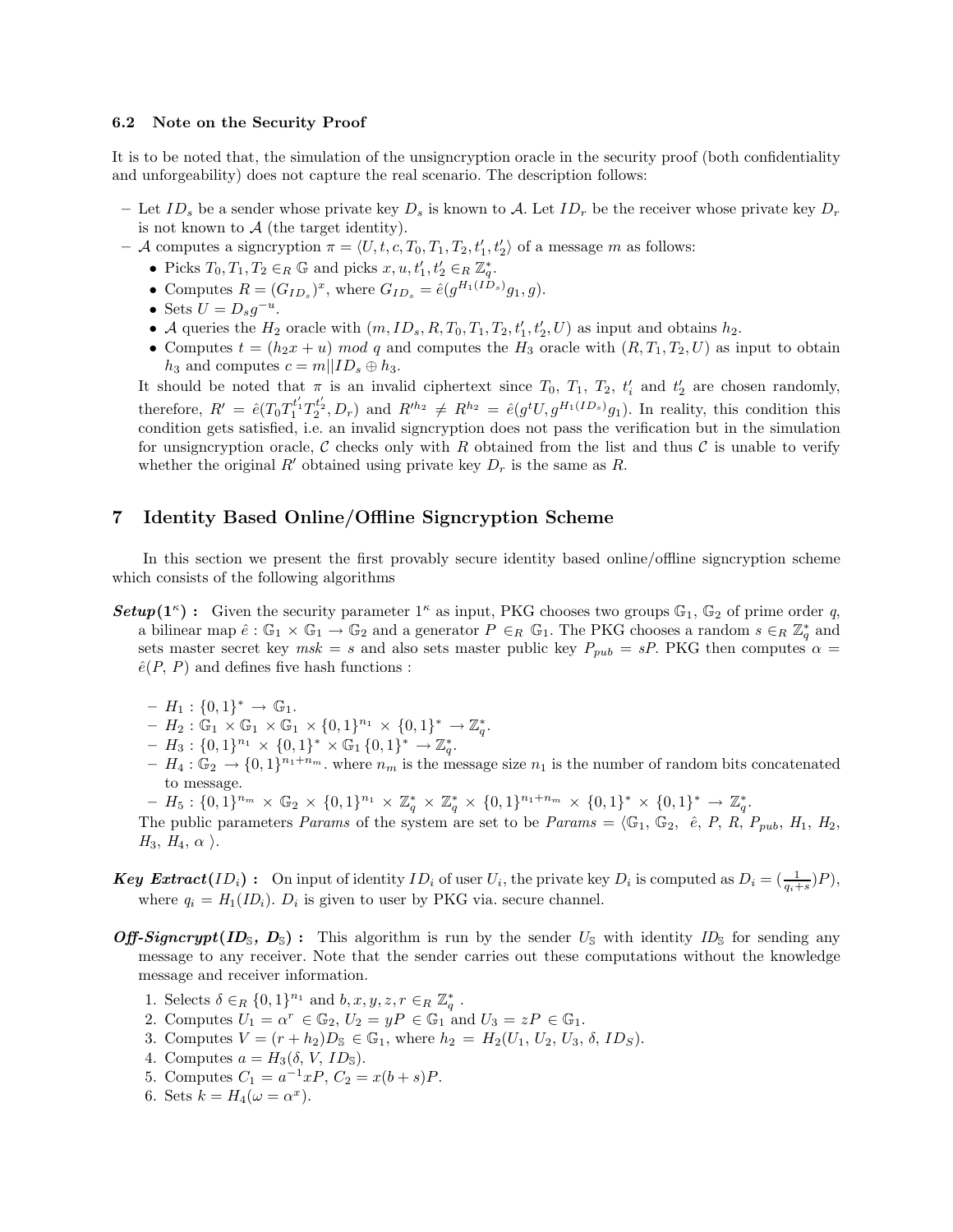### 6.2 Note on the Security Proof

It is to be noted that, the simulation of the unsigncryption oracle in the security proof (both confidentiality and unforgeability) does not capture the real scenario. The description follows:

- Let $ID_s$ be a sender whose private key $D_s$ is known to $\mathcal{A}$. Let $ID_r$ be the receiver whose private key $D_r$ is not known to $\mathcal{A}$ (the target identity).
- $\mathcal{A}$ computes a signcryption $\pi = \langle U, t, c, T_0, T_1, T_2, t'_1, t'_2 \rangle$ of a message $m$ as follows:
  - Picks $T_0, T_1, T_2 \in_R \mathbb{G}$ and picks $x, u, t'_1, t'_2 \in_R \mathbb{Z}_q^*$.
  - Computes $R = (G_{ID_s})^x$, where $G_{ID_s} = \hat{e}(g^{H_1(ID_s)} g_1, g)$.
  - Sets $U = D_s g^{-u}$.
  - $\mathcal{A}$ queries the $H_2$ oracle with $(m, ID_s, R, T_0, T_1, T_2, t'_1, t'_2, U)$ as input and obtains $h_2$.
  - Computes $t = (h_2 x + u) \ mod \ q$ and computes the $H_3$ oracle with $(R, T_1, T_2, U)$ as input to obtain $h_3$ and computes $c = m || ID_s \oplus h_3$.

  It should be noted that $\pi$ is an invalid ciphertext since $T_0$, $T_1$, $T_2$, $t'_i$ and $t'_2$ are chosen randomly, therefore, $R' = \hat{e}(T_0 T_1^{t'_1} T_2^{t'_2}, D_r)$ and $R'^{h_2} \neq R^{h_2} = \hat{e}(g^t U, g^{H_1(ID_s)} g_1)$. In reality, this condition this condition gets satisfied, i.e. an invalid signcryption does not pass the verification but in the simulation for unsigncryption oracle, $\mathcal{C}$ checks only with $R$ obtained from the list and thus $\mathcal{C}$ is unable to verify whether the original $R'$ obtained using private key $D_r$ is the same as $R$.

## 7 Identity Based Online/Offline Signcryption Scheme

In this section we present the first provably secure identity based online/offline signcryption scheme which consists of the following algorithms

***Setup*$(1^\kappa)$ :** Given the security parameter $1^\kappa$ as input, PKG chooses two groups $\mathbb{G}_1$, $\mathbb{G}_2$ of prime order $q$, a bilinear map $\hat{e} : \mathbb{G}_1 \times \mathbb{G}_1 \rightarrow \mathbb{G}_2$ and a generator $P \in_R \mathbb{G}_1$. The PKG chooses a random $s \in_R \mathbb{Z}_q^*$ and sets master secret key $msk = s$ and also sets master public key $P_{pub} = sP$. PKG then computes $\alpha = \hat{e}(P, P)$ and defines five hash functions :

- $H_1 : \{0,1\}^* \rightarrow \mathbb{G}_1$.
- $H_2 : \mathbb{G}_1 \times \mathbb{G}_1 \times \mathbb{G}_1 \times \{0,1\}^{n_1} \times \{0,1\}^* \rightarrow \mathbb{Z}_q^*$.
- $H_3 : \{0,1\}^{n_1} \times \{0,1\}^* \times \mathbb{G}_1 \{0,1\}^* \rightarrow \mathbb{Z}_q^*$.
- $H_4 : \mathbb{G}_2 \rightarrow \{0,1\}^{n_1+n_m}$. where $n_m$ is the message size $n_1$ is the number of random bits concatenated to message.
- $H_5 : \{0,1\}^{n_m} \times \mathbb{G}_2 \times \{0,1\}^{n_1} \times \mathbb{Z}_q^* \times \mathbb{Z}_q^* \times \{0,1\}^{n_1+n_m} \times \{0,1\}^* \times \{0,1\}^* \rightarrow \mathbb{Z}_q^*$.

The public parameters $Params$ of the system are set to be $Params = \langle \mathbb{G}_1, \mathbb{G}_2, \ \hat{e}, P, R, P_{pub}, H_1, H_2, H_3, H_4, \alpha \ \rangle$.

***Key Extract*$(ID_i)$ :** On input of identity $ID_i$ of user $U_i$, the private key $D_i$ is computed as $D_i = (\frac{1}{q_i+s})P)$, where $q_i = H_1(ID_i)$. $D_i$ is given to user by PKG via. secure channel.

***Off-Signcrypt*$(ID_\mathbb{S}, D_\mathbb{S})$ :** This algorithm is run by the sender $U_\mathbb{S}$ with identity $ID_\mathbb{S}$ for sending any message to any receiver. Note that the sender carries out these computations without the knowledge message and receiver information.

1. Selects $\delta \in_R \{0,1\}^{n_1}$ and $b, x, y, z, r \in_R \mathbb{Z}_q^*$ .
2. Computes $U_1 = \alpha^r \in \mathbb{G}_2$, $U_2 = yP \in \mathbb{G}_1$ and $U_3 = zP \in \mathbb{G}_1$.
3. Computes $V = (r + h_2) D_\mathbb{S} \in \mathbb{G}_1$, where $h_2 = H_2(U_1, U_2, U_3, \delta, ID_S)$.
4. Computes $a = H_3(\delta, V, ID_\mathbb{S})$.
5. Computes $C_1 = a^{-1} xP$, $C_2 = x(b + s)P$.
6. Sets $k = H_4(\omega = \alpha^x)$.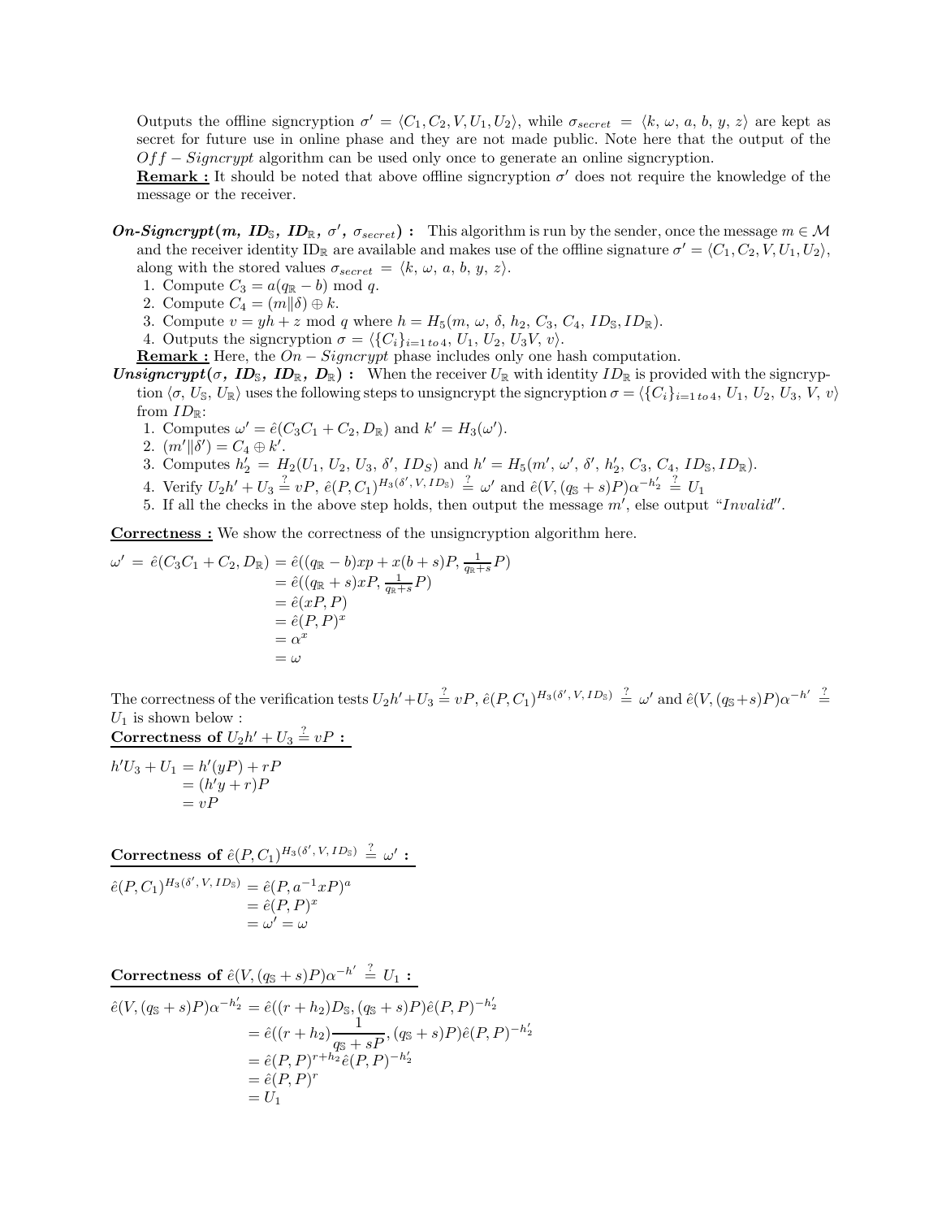Outputs the offline signcryption $\sigma' = \langle C_1, C_2, V, U_1, U_2 \rangle$, while $\sigma_{secret} = \langle k, \omega, a, b, y, z \rangle$ are kept as secret for future use in online phase and they are not made public. Note here that the output of the $Off-Signcrypt$ algorithm can be used only once to generate an online signcryption.

**Remark :** It should be noted that above offline signcryption $\sigma'$ does not require the knowledge of the message or the receiver.

***On-Signcrypt($m$, $ID_{\mathbb{S}}$, $ID_{\mathbb{R}}$, $\sigma'$, $\sigma_{secret}$) :*** This algorithm is run by the sender, once the message $m \in \mathcal{M}$ and the receiver identity $ID_{\mathbb{R}}$ are available and makes use of the offline signature $\sigma' = \langle C_1, C_2, V, U_1, U_2 \rangle$, along with the stored values $\sigma_{secret} = \langle k, \omega, a, b, y, z \rangle$.

1. Compute $C_3 = a(q_{\mathbb{R}} - b) \bmod q$.
2. Compute $C_4 = (m \| \delta) \oplus k$.
3. Compute $v = yh + z \bmod q$ where $h = H_5(m, \omega, \delta, h_2, C_3, C_4, ID_{\mathbb{S}}, ID_{\mathbb{R}})$.
4. Outputs the signcryption $\sigma = \langle \{C_i\}_{i=1\, to\, 4}, U_1, U_2, U_3 V, v \rangle$.

**Remark :** Here, the $On-Signcrypt$ phase includes only one hash computation.

***Unsigncrypt($\sigma$, $ID_{\mathbb{S}}$, $ID_{\mathbb{R}}$, $D_{\mathbb{R}}$) :*** When the receiver $U_{\mathbb{R}}$ with identity $ID_{\mathbb{R}}$ is provided with the signcryption $\langle \sigma, U_{\mathbb{S}}, U_{\mathbb{R}} \rangle$ uses the following steps to unsigncrypt the signcryption $\sigma = \langle \{C_i\}_{i=1\, to\, 4}, U_1, U_2, U_3, V, v \rangle$ from $ID_{\mathbb{R}}$:

1. Computes $\omega' = \hat{e}(C_3 C_1 + C_2, D_{\mathbb{R}})$ and $k' = H_3(\omega')$.
2. $(m' \| \delta') = C_4 \oplus k'$.
3. Computes $h_2' = H_2(U_1, U_2, U_3, \delta', ID_S)$ and $h' = H_5(m', \omega', \delta', h_2', C_3, C_4, ID_{\mathbb{S}}, ID_{\mathbb{R}})$.
4. Verify $U_2 h' + U_3 \stackrel{?}{=} vP$, $\hat{e}(P, C_1)^{H_3(\delta', V, ID_{\mathbb{S}})} \stackrel{?}{=} \omega'$ and $\hat{e}(V, (q_{\mathbb{S}} + s)P)\alpha^{-h_2'} \stackrel{?}{=} U_1$
5. If all the checks in the above step holds, then output the message $m'$, else output "$Invalid''$.

**Correctness :** We show the correctness of the unsigncryption algorithm here.

$$
\begin{aligned}
\omega' = \hat{e}(C_3 C_1 + C_2, D_{\mathbb{R}}) &= \hat{e}((q_{\mathbb{R}} - b)xp + x(b+s)P, \tfrac{1}{q_{\mathbb{R}}+s}P) \\
&= \hat{e}((q_{\mathbb{R}} + s)xP, \tfrac{1}{q_{\mathbb{R}}+s}P) \\
&= \hat{e}(xP, P) \\
&= \hat{e}(P, P)^x \\
&= \alpha^x \\
&= \omega
\end{aligned}
$$

The correctness of the verification tests $U_2 h' + U_3 \stackrel{?}{=} vP$, $\hat{e}(P, C_1)^{H_3(\delta', V, ID_{\mathbb{S}})} \stackrel{?}{=} \omega'$ and $\hat{e}(V, (q_{\mathbb{S}} + s)P)\alpha^{-h'} \stackrel{?}{=} U_1$ is shown below :

**Correctness of $U_2 h' + U_3 \stackrel{?}{=} vP$ :**

$$
\begin{aligned}
h' U_3 + U_1 &= h'(yP) + rP \\
&= (h' y + r)P \\
&= vP
\end{aligned}
$$

**Correctness of $\hat{e}(P, C_1)^{H_3(\delta', V, ID_{\mathbb{S}})} \stackrel{?}{=} \omega'$ :**

$$
\begin{aligned}
\hat{e}(P, C_1)^{H_3(\delta', V, ID_{\mathbb{S}})} &= \hat{e}(P, a^{-1} xP)^a \\
&= \hat{e}(P, P)^x \\
&= \omega' = \omega
\end{aligned}
$$

**Correctness of $\hat{e}(V, (q_{\mathbb{S}} + s)P)\alpha^{-h'} \stackrel{?}{=} U_1$ :**

$$
\begin{aligned}
\hat{e}(V, (q_{\mathbb{S}} + s)P)\alpha^{-h_2'} &= \hat{e}((r + h_2)D_{\mathbb{S}}, (q_{\mathbb{S}} + s)P)\hat{e}(P, P)^{-h_2'} \\
&= \hat{e}((r + h_2)\frac{1}{q_{\mathbb{S}} + sP}, (q_{\mathbb{S}} + s)P)\hat{e}(P, P)^{-h_2'} \\
&= \hat{e}(P, P)^{r + h_2}\hat{e}(P, P)^{-h_2'} \\
&= \hat{e}(P, P)^r \\
&= U_1
\end{aligned}
$$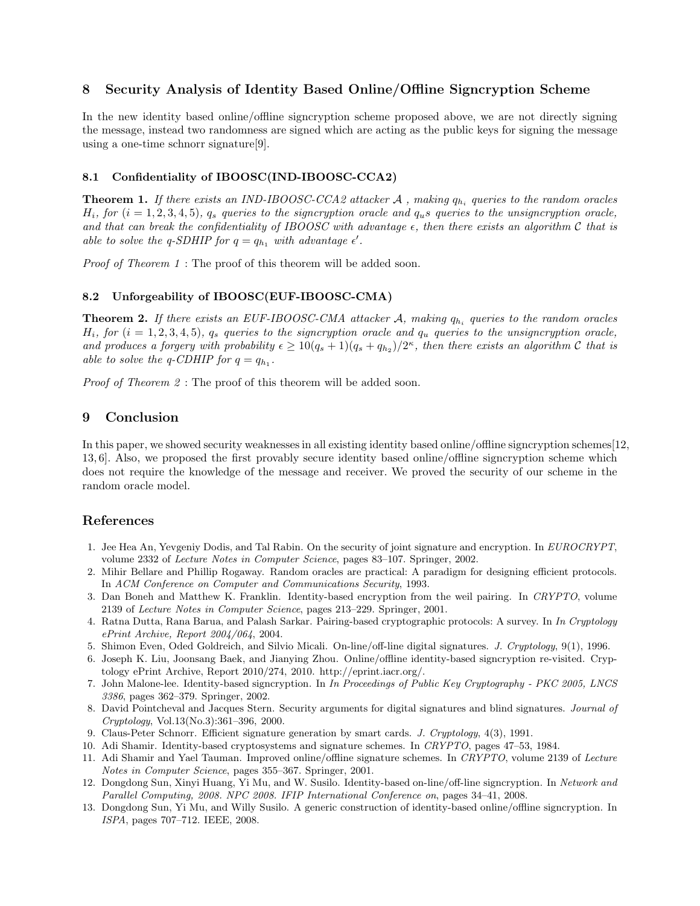## 8 Security Analysis of Identity Based Online/Offline Signcryption Scheme

In the new identity based online/offline signcryption scheme proposed above, we are not directly signing the message, instead two randomness are signed which are acting as the public keys for signing the message using a one-time schnorr signature[9].

### 8.1 Confidentiality of IBOOSC(IND-IBOOSC-CCA2)

**Theorem 1.** *If there exists an IND-IBOOSC-CCA2 attacker $\mathcal{A}$ , making $q_{h_i}$ queries to the random oracles $H_i$, for $(i = 1, 2, 3, 4, 5)$, $q_s$ queries to the signcryption oracle and $q_u$s queries to the unsigncryption oracle, and that can break the confidentiality of IBOOSC with advantage $\epsilon$, then there exists an algorithm $\mathcal{C}$ that is able to solve the q-SDHIP for $q = q_{h_1}$ with advantage $\epsilon'$.*

*Proof of Theorem 1* : The proof of this theorem will be added soon.

### 8.2 Unforgeability of IBOOSC(EUF-IBOOSC-CMA)

**Theorem 2.** *If there exists an EUF-IBOOSC-CMA attacker $\mathcal{A}$, making $q_{h_i}$ queries to the random oracles $H_i$, for $(i = 1, 2, 3, 4, 5)$, $q_s$ queries to the signcryption oracle and $q_u$ queries to the unsigncryption oracle, and produces a forgery with probability $\epsilon \geq 10(q_s + 1)(q_s + q_{h_2})/2^\kappa$, then there exists an algorithm $\mathcal{C}$ that is able to solve the q-CDHIP for $q = q_{h_1}$.*

*Proof of Theorem 2* : The proof of this theorem will be added soon.

## 9 Conclusion

In this paper, we showed security weaknesses in all existing identity based online/offline signcryption schemes[12, 13, 6]. Also, we proposed the first provably secure identity based online/offline signcryption scheme which does not require the knowledge of the message and receiver. We proved the security of our scheme in the random oracle model.

## References

1. Jee Hea An, Yevgeniy Dodis, and Tal Rabin. On the security of joint signature and encryption. In *EUROCRYPT*, volume 2332 of *Lecture Notes in Computer Science*, pages 83–107. Springer, 2002.
2. Mihir Bellare and Phillip Rogaway. Random oracles are practical: A paradigm for designing efficient protocols. In *ACM Conference on Computer and Communications Security*, 1993.
3. Dan Boneh and Matthew K. Franklin. Identity-based encryption from the weil pairing. In *CRYPTO*, volume 2139 of *Lecture Notes in Computer Science*, pages 213–229. Springer, 2001.
4. Ratna Dutta, Rana Barua, and Palash Sarkar. Pairing-based cryptographic protocols: A survey. In *In Cryptology ePrint Archive, Report 2004/064*, 2004.
5. Shimon Even, Oded Goldreich, and Silvio Micali. On-line/off-line digital signatures. *J. Cryptology*, 9(1), 1996.
6. Joseph K. Liu, Joonsang Baek, and Jianying Zhou. Online/offline identity-based signcryption re-visited. Cryptology ePrint Archive, Report 2010/274, 2010. http://eprint.iacr.org/.
7. John Malone-lee. Identity-based signcryption. In *In Proceedings of Public Key Cryptography - PKC 2005, LNCS 3386*, pages 362–379. Springer, 2002.
8. David Pointcheval and Jacques Stern. Security arguments for digital signatures and blind signatures. *Journal of Cryptology*, Vol.13(No.3):361–396, 2000.
9. Claus-Peter Schnorr. Efficient signature generation by smart cards. *J. Cryptology*, 4(3), 1991.
10. Adi Shamir. Identity-based cryptosystems and signature schemes. In *CRYPTO*, pages 47–53, 1984.
11. Adi Shamir and Yael Tauman. Improved online/offline signature schemes. In *CRYPTO*, volume 2139 of *Lecture Notes in Computer Science*, pages 355–367. Springer, 2001.
12. Dongdong Sun, Xinyi Huang, Yi Mu, and W. Susilo. Identity-based on-line/off-line signcryption. In *Network and Parallel Computing, 2008. NPC 2008. IFIP International Conference on*, pages 34–41, 2008.
13. Dongdong Sun, Yi Mu, and Willy Susilo. A generic construction of identity-based online/offline signcryption. In *ISPA*, pages 707–712. IEEE, 2008.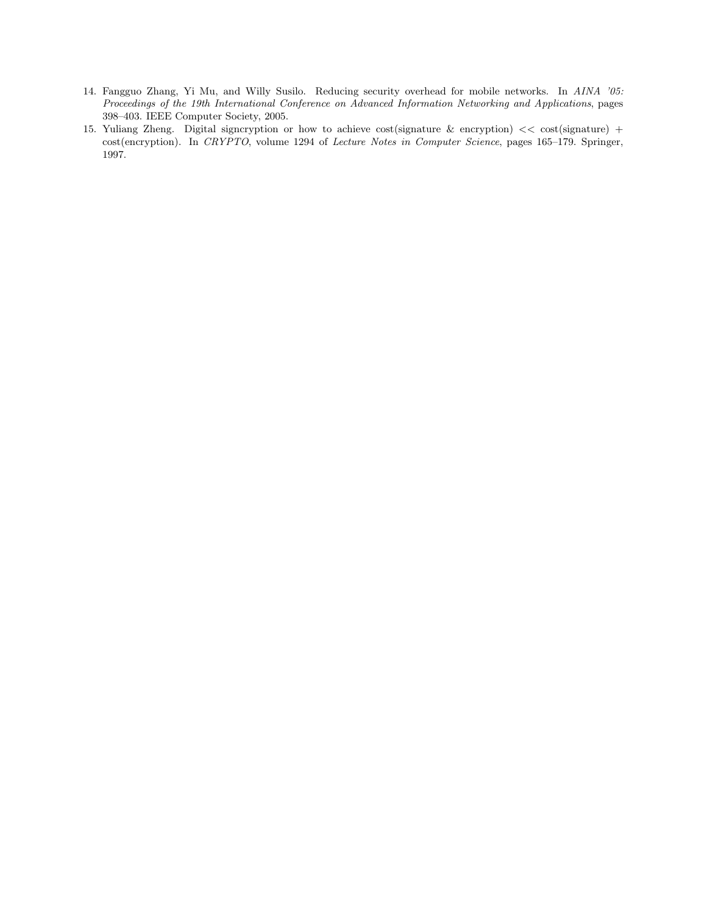14. Fangguo Zhang, Yi Mu, and Willy Susilo. Reducing security overhead for mobile networks. In *AINA '05: Proceedings of the 19th International Conference on Advanced Information Networking and Applications*, pages 398–403. IEEE Computer Society, 2005.
15. Yuliang Zheng. Digital signcryption or how to achieve cost(signature & encryption) << cost(signature) + cost(encryption). In *CRYPTO*, volume 1294 of *Lecture Notes in Computer Science*, pages 165–179. Springer, 1997.